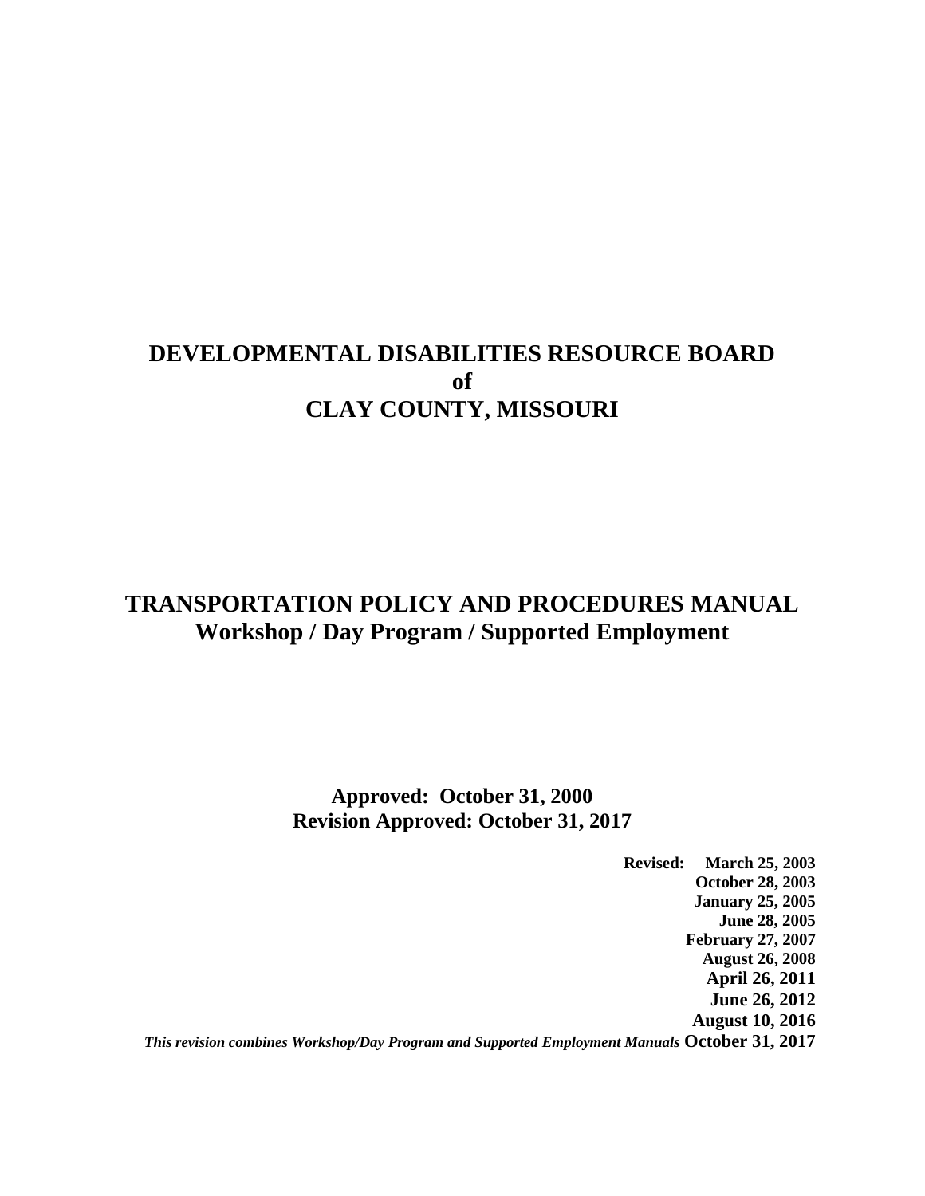# DEVELOPMENTAL DISABILITIES RESOURCE BOARD
# of
# CLAY COUNTY, MISSOURI

## TRANSPORTATION POLICY AND PROCEDURES MANUAL
## Workshop / Day Program / Supported Employment

**Approved: October 31, 2000**
**Revision Approved: October 31, 2017**

**Revised:** **March 25, 2003**
**October 28, 2003**
**January 25, 2005**
**June 28, 2005**
**February 27, 2007**
**August 26, 2008**
**April 26, 2011**
**June 26, 2012**
**August 10, 2016**
***This revision combines Workshop/Day Program and Supported Employment Manuals*** **October 31, 2017**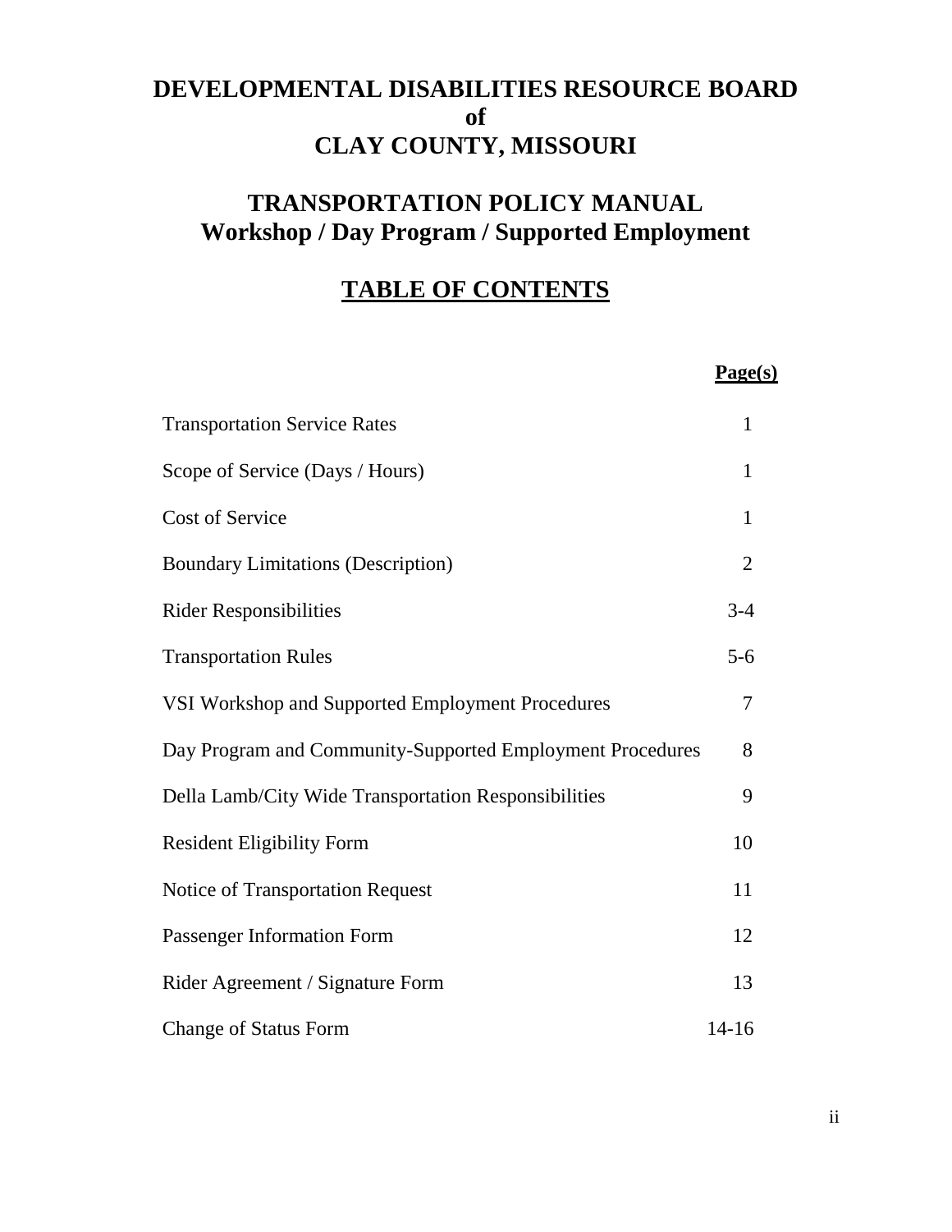# DEVELOPMENTAL DISABILITIES RESOURCE BOARD of CLAY COUNTY, MISSOURI

## TRANSPORTATION POLICY MANUAL Workshop / Day Program / Supported Employment

## TABLE OF CONTENTS

| | Page(s) |
|---|---|
| Transportation Service Rates | 1 |
| Scope of Service (Days / Hours) | 1 |
| Cost of Service | 1 |
| Boundary Limitations (Description) | 2 |
| Rider Responsibilities | 3-4 |
| Transportation Rules | 5-6 |
| VSI Workshop and Supported Employment Procedures | 7 |
| Day Program and Community-Supported Employment Procedures | 8 |
| Della Lamb/City Wide Transportation Responsibilities | 9 |
| Resident Eligibility Form | 10 |
| Notice of Transportation Request | 11 |
| Passenger Information Form | 12 |
| Rider Agreement / Signature Form | 13 |
| Change of Status Form | 14-16 |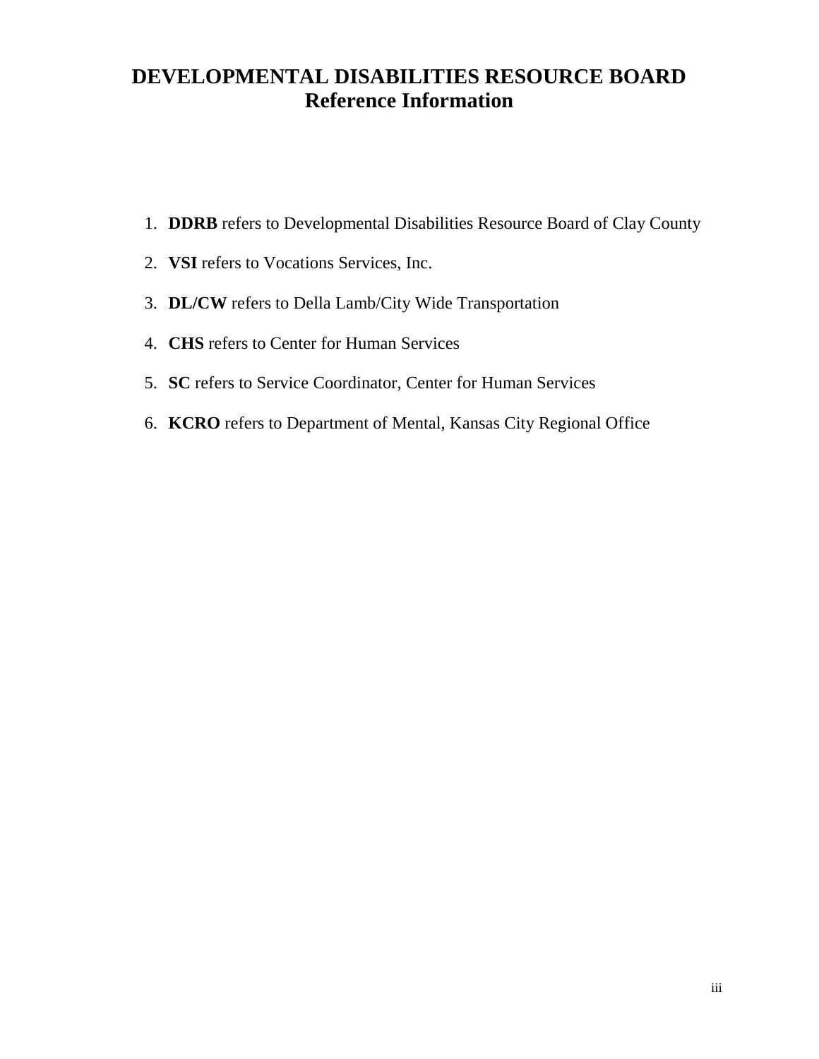# DEVELOPMENTAL DISABILITIES RESOURCE BOARD
## Reference Information

1. **DDRB** refers to Developmental Disabilities Resource Board of Clay County
2. **VSI** refers to Vocations Services, Inc.
3. **DL/CW** refers to Della Lamb/City Wide Transportation
4. **CHS** refers to Center for Human Services
5. **SC** refers to Service Coordinator, Center for Human Services
6. **KCRO** refers to Department of Mental, Kansas City Regional Office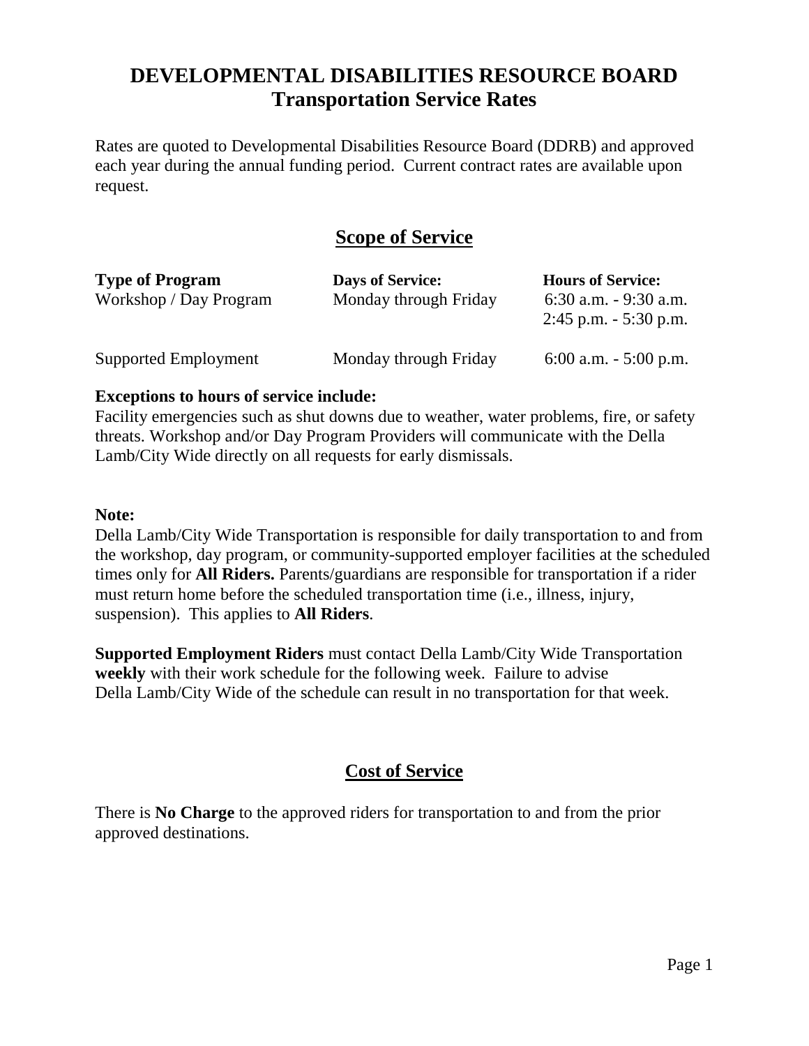# DEVELOPMENTAL DISABILITIES RESOURCE BOARD
## Transportation Service Rates

Rates are quoted to Developmental Disabilities Resource Board (DDRB) and approved each year during the annual funding period. Current contract rates are available upon request.

## Scope of Service

| Type of Program | Days of Service: | Hours of Service: |
|---|---|---|
| Workshop / Day Program | Monday through Friday | 6:30 a.m. - 9:30 a.m.<br>2:45 p.m. - 5:30 p.m. |
| Supported Employment | Monday through Friday | 6:00 a.m. - 5:00 p.m. |

**Exceptions to hours of service include:**
Facility emergencies such as shut downs due to weather, water problems, fire, or safety threats. Workshop and/or Day Program Providers will communicate with the Della Lamb/City Wide directly on all requests for early dismissals.

**Note:**
Della Lamb/City Wide Transportation is responsible for daily transportation to and from the workshop, day program, or community-supported employer facilities at the scheduled times only for **All Riders.** Parents/guardians are responsible for transportation if a rider must return home before the scheduled transportation time (i.e., illness, injury, suspension). This applies to **All Riders**.

**Supported Employment Riders** must contact Della Lamb/City Wide Transportation **weekly** with their work schedule for the following week. Failure to advise Della Lamb/City Wide of the schedule can result in no transportation for that week.

## Cost of Service

There is **No Charge** to the approved riders for transportation to and from the prior approved destinations.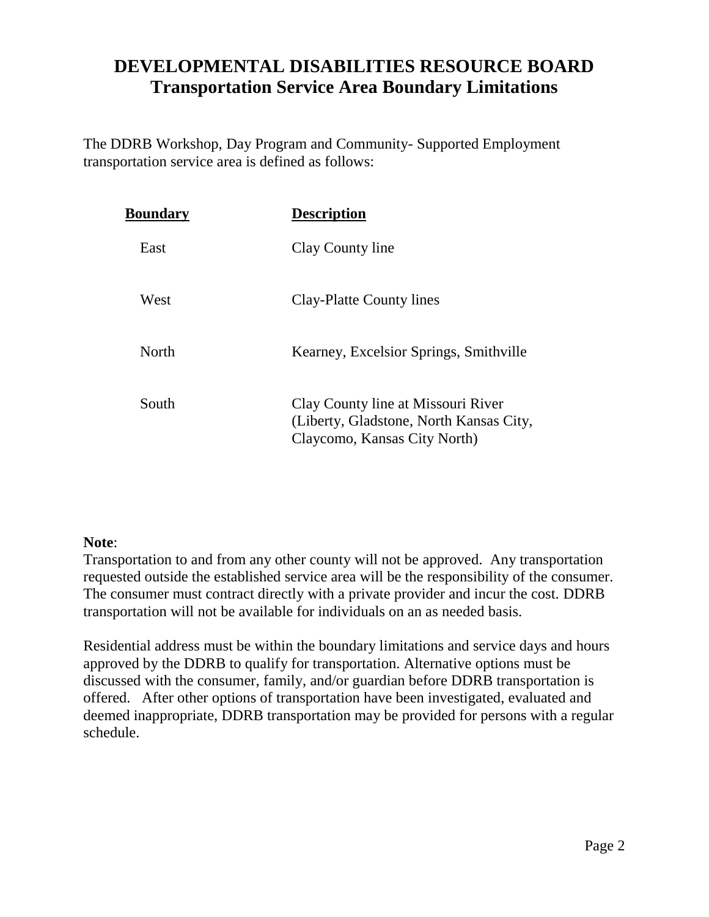# DEVELOPMENTAL DISABILITIES RESOURCE BOARD
## Transportation Service Area Boundary Limitations

The DDRB Workshop, Day Program and Community- Supported Employment transportation service area is defined as follows:

| Boundary | Description |
|---|---|
| East | Clay County line |
| West | Clay-Platte County lines |
| North | Kearney, Excelsior Springs, Smithville |
| South | Clay County line at Missouri River (Liberty, Gladstone, North Kansas City, Claycomo, Kansas City North) |

**Note**:
Transportation to and from any other county will not be approved. Any transportation requested outside the established service area will be the responsibility of the consumer. The consumer must contract directly with a private provider and incur the cost. DDRB transportation will not be available for individuals on an as needed basis.

Residential address must be within the boundary limitations and service days and hours approved by the DDRB to qualify for transportation. Alternative options must be discussed with the consumer, family, and/or guardian before DDRB transportation is offered. After other options of transportation have been investigated, evaluated and deemed inappropriate, DDRB transportation may be provided for persons with a regular schedule.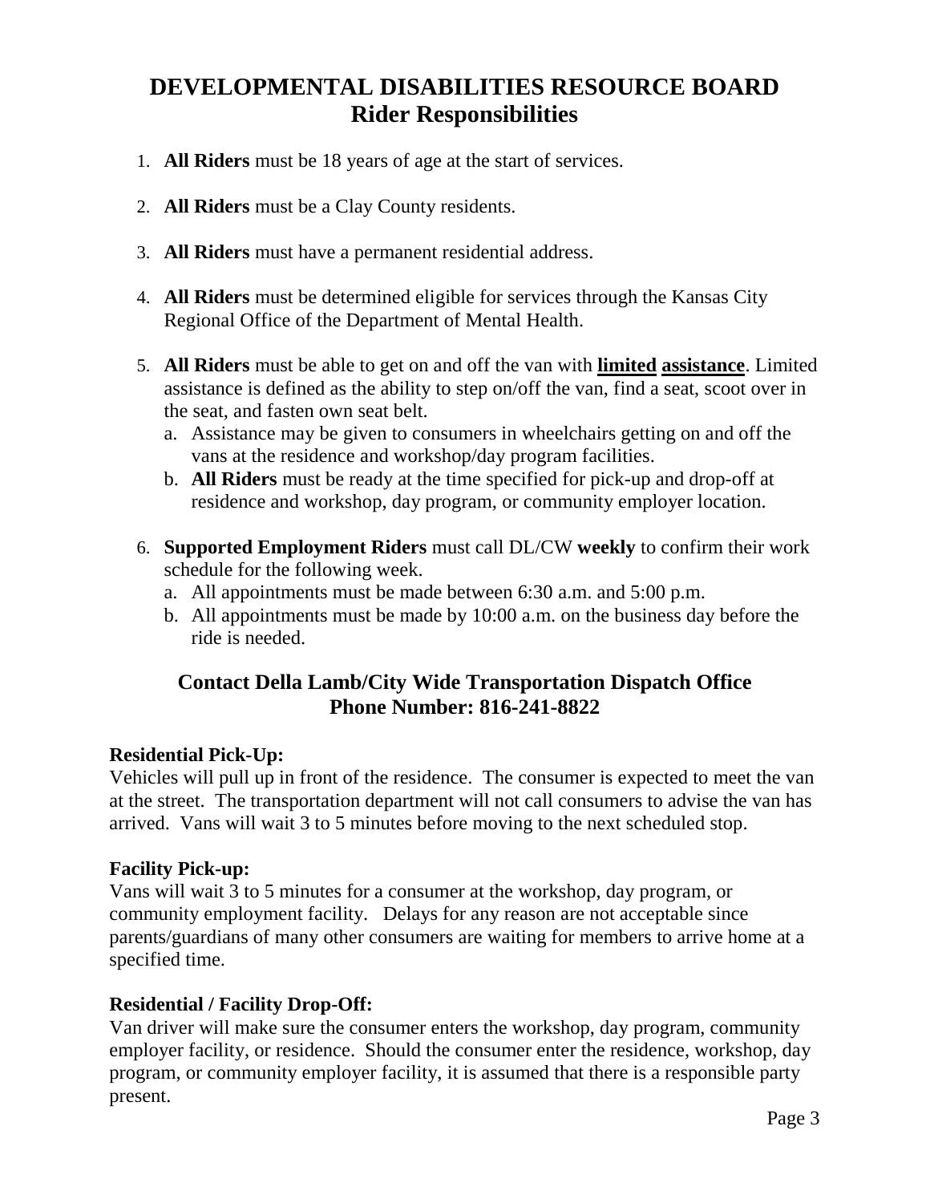# DEVELOPMENTAL DISABILITIES RESOURCE BOARD
## Rider Responsibilities

1. **All Riders** must be 18 years of age at the start of services.

2. **All Riders** must be a Clay County residents.

3. **All Riders** must have a permanent residential address.

4. **All Riders** must be determined eligible for services through the Kansas City Regional Office of the Department of Mental Health.

5. **All Riders** must be able to get on and off the van with **limited assistance**. Limited assistance is defined as the ability to step on/off the van, find a seat, scoot over in the seat, and fasten own seat belt.
   a. Assistance may be given to consumers in wheelchairs getting on and off the vans at the residence and workshop/day program facilities.
   b. **All Riders** must be ready at the time specified for pick-up and drop-off at residence and workshop, day program, or community employer location.

6. **Supported Employment Riders** must call DL/CW **weekly** to confirm their work schedule for the following week.
   a. All appointments must be made between 6:30 a.m. and 5:00 p.m.
   b. All appointments must be made by 10:00 a.m. on the business day before the ride is needed.

### Contact Della Lamb/City Wide Transportation Dispatch Office
### Phone Number: 816-241-8822

**Residential Pick-Up:**
Vehicles will pull up in front of the residence. The consumer is expected to meet the van at the street. The transportation department will not call consumers to advise the van has arrived. Vans will wait 3 to 5 minutes before moving to the next scheduled stop.

**Facility Pick-up:**
Vans will wait 3 to 5 minutes for a consumer at the workshop, day program, or community employment facility. Delays for any reason are not acceptable since parents/guardians of many other consumers are waiting for members to arrive home at a specified time.

**Residential / Facility Drop-Off:**
Van driver will make sure the consumer enters the workshop, day program, community employer facility, or residence. Should the consumer enter the residence, workshop, day program, or community employer facility, it is assumed that there is a responsible party present.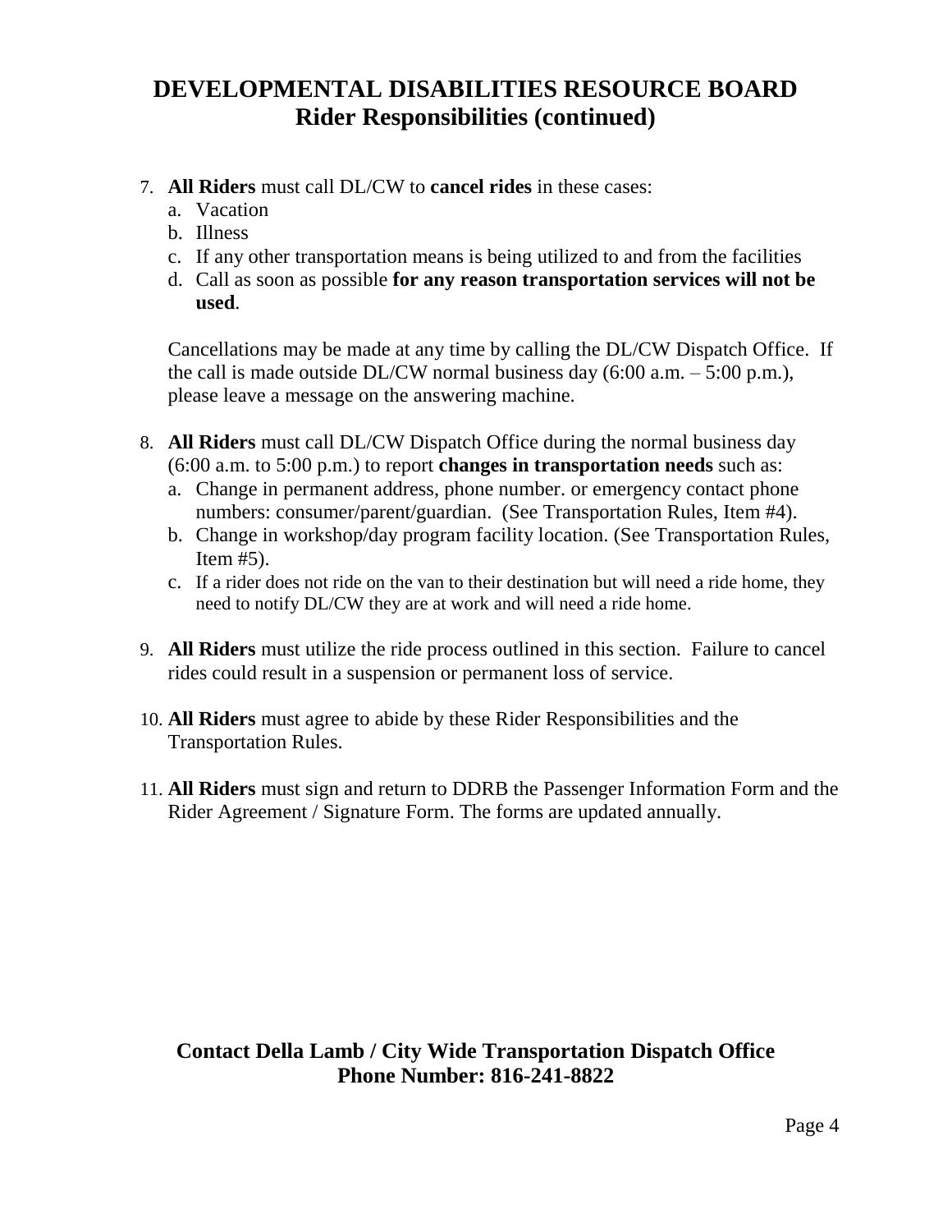# DEVELOPMENTAL DISABILITIES RESOURCE BOARD
## Rider Responsibilities (continued)

7. **All Riders** must call DL/CW to **cancel rides** in these cases:
   a. Vacation
   b. Illness
   c. If any other transportation means is being utilized to and from the facilities
   d. Call as soon as possible **for any reason transportation services will not be used**.

   Cancellations may be made at any time by calling the DL/CW Dispatch Office. If the call is made outside DL/CW normal business day (6:00 a.m. – 5:00 p.m.), please leave a message on the answering machine.

8. **All Riders** must call DL/CW Dispatch Office during the normal business day (6:00 a.m. to 5:00 p.m.) to report **changes in transportation needs** such as:
   a. Change in permanent address, phone number. or emergency contact phone numbers: consumer/parent/guardian. (See Transportation Rules, Item #4).
   b. Change in workshop/day program facility location. (See Transportation Rules, Item #5).
   c. If a rider does not ride on the van to their destination but will need a ride home, they need to notify DL/CW they are at work and will need a ride home.

9. **All Riders** must utilize the ride process outlined in this section. Failure to cancel rides could result in a suspension or permanent loss of service.

10. **All Riders** must agree to abide by these Rider Responsibilities and the Transportation Rules.

11. **All Riders** must sign and return to DDRB the Passenger Information Form and the Rider Agreement / Signature Form. The forms are updated annually.

**Contact Della Lamb / City Wide Transportation Dispatch Office**
**Phone Number: 816-241-8822**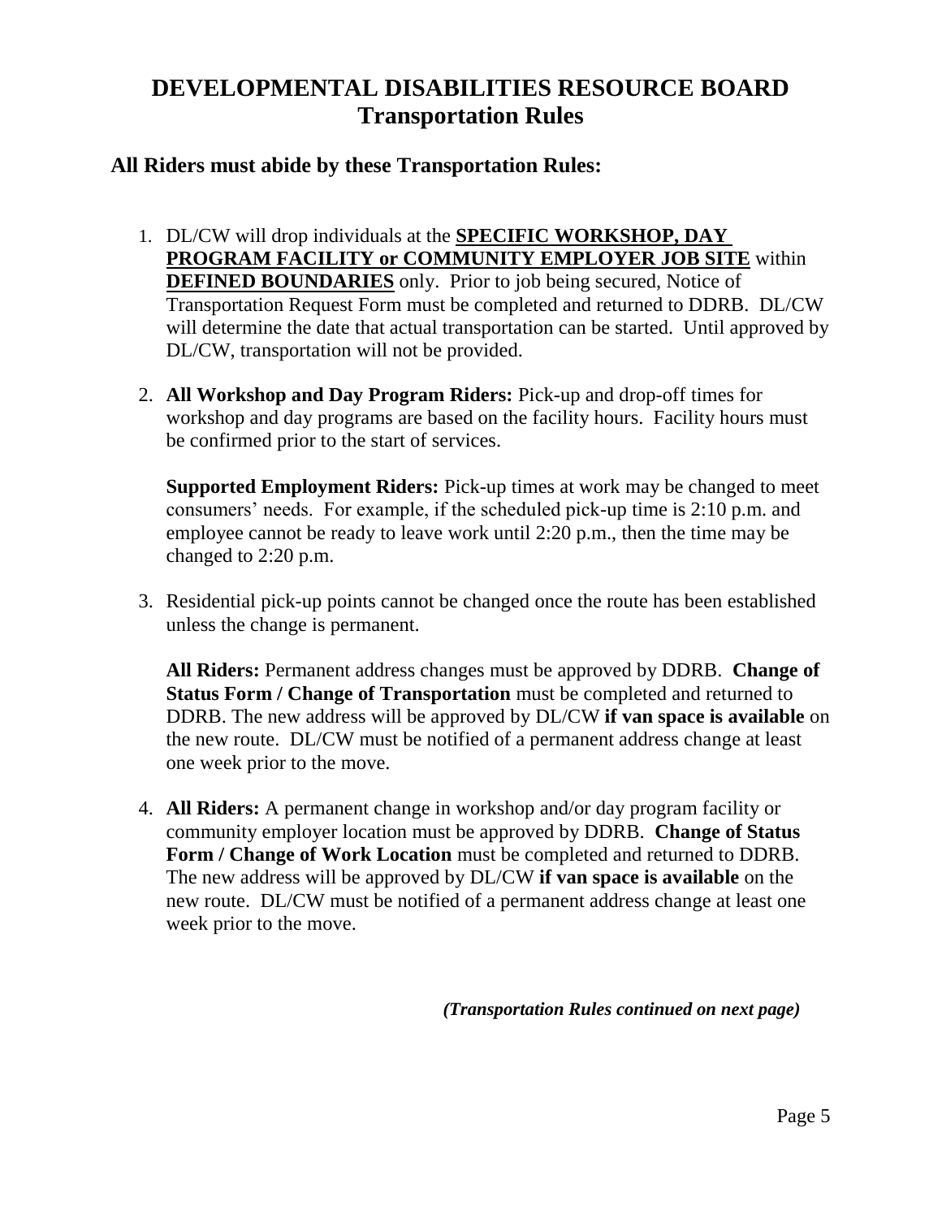# DEVELOPMENTAL DISABILITIES RESOURCE BOARD
# Transportation Rules

## All Riders must abide by these Transportation Rules:

1. DL/CW will drop individuals at the **SPECIFIC WORKSHOP, DAY PROGRAM FACILITY or COMMUNITY EMPLOYER JOB SITE** within **DEFINED BOUNDARIES** only. Prior to job being secured, Notice of Transportation Request Form must be completed and returned to DDRB. DL/CW will determine the date that actual transportation can be started. Until approved by DL/CW, transportation will not be provided.

2. **All Workshop and Day Program Riders:** Pick-up and drop-off times for workshop and day programs are based on the facility hours. Facility hours must be confirmed prior to the start of services.

   **Supported Employment Riders:** Pick-up times at work may be changed to meet consumers' needs. For example, if the scheduled pick-up time is 2:10 p.m. and employee cannot be ready to leave work until 2:20 p.m., then the time may be changed to 2:20 p.m.

3. Residential pick-up points cannot be changed once the route has been established unless the change is permanent.

   **All Riders:** Permanent address changes must be approved by DDRB. **Change of Status Form / Change of Transportation** must be completed and returned to DDRB. The new address will be approved by DL/CW **if van space is available** on the new route. DL/CW must be notified of a permanent address change at least one week prior to the move.

4. **All Riders:** A permanent change in workshop and/or day program facility or community employer location must be approved by DDRB. **Change of Status Form / Change of Work Location** must be completed and returned to DDRB. The new address will be approved by DL/CW **if van space is available** on the new route. DL/CW must be notified of a permanent address change at least one week prior to the move.

***(Transportation Rules continued on next page)***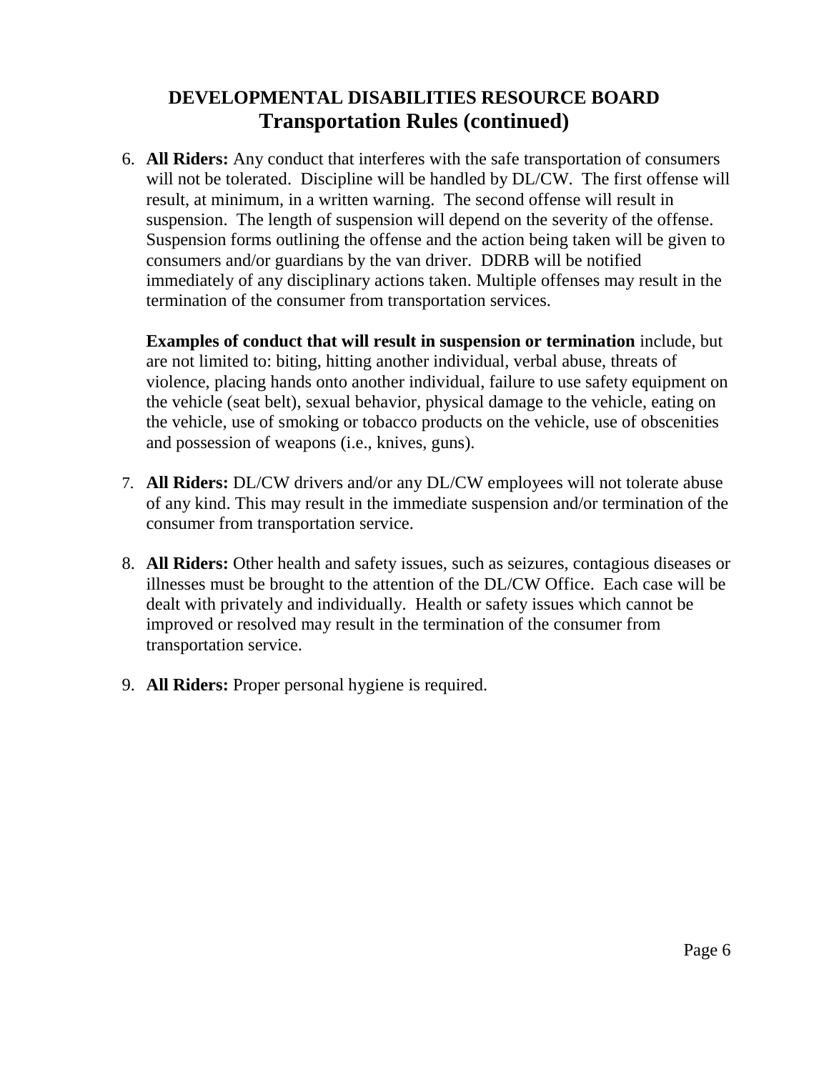## DEVELOPMENTAL DISABILITIES RESOURCE BOARD

## Transportation Rules (continued)

6. **All Riders:** Any conduct that interferes with the safe transportation of consumers will not be tolerated. Discipline will be handled by DL/CW. The first offense will result, at minimum, in a written warning. The second offense will result in suspension. The length of suspension will depend on the severity of the offense. Suspension forms outlining the offense and the action being taken will be given to consumers and/or guardians by the van driver. DDRB will be notified immediately of any disciplinary actions taken. Multiple offenses may result in the termination of the consumer from transportation services.

   **Examples of conduct that will result in suspension or termination** include, but are not limited to: biting, hitting another individual, verbal abuse, threats of violence, placing hands onto another individual, failure to use safety equipment on the vehicle (seat belt), sexual behavior, physical damage to the vehicle, eating on the vehicle, use of smoking or tobacco products on the vehicle, use of obscenities and possession of weapons (i.e., knives, guns).

7. **All Riders:** DL/CW drivers and/or any DL/CW employees will not tolerate abuse of any kind. This may result in the immediate suspension and/or termination of the consumer from transportation service.

8. **All Riders:** Other health and safety issues, such as seizures, contagious diseases or illnesses must be brought to the attention of the DL/CW Office. Each case will be dealt with privately and individually. Health or safety issues which cannot be improved or resolved may result in the termination of the consumer from transportation service.

9. **All Riders:** Proper personal hygiene is required.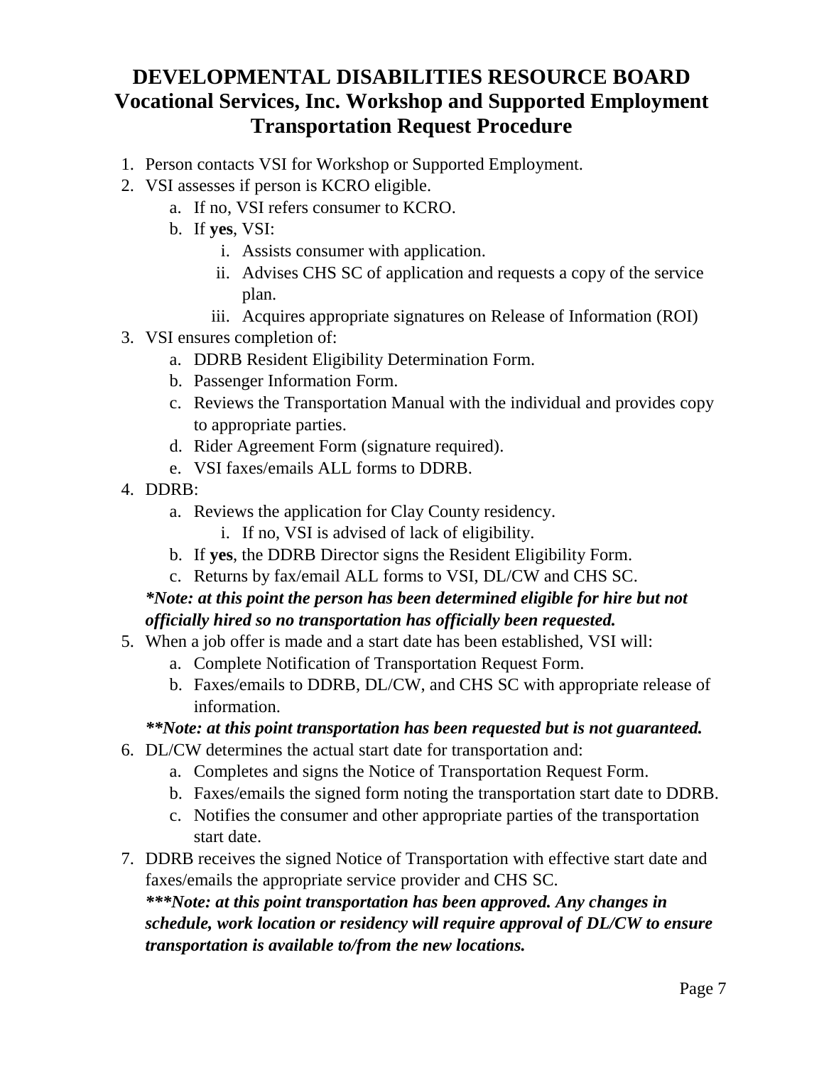# DEVELOPMENTAL DISABILITIES RESOURCE BOARD
## Vocational Services, Inc. Workshop and Supported Employment Transportation Request Procedure

1. Person contacts VSI for Workshop or Supported Employment.
2. VSI assesses if person is KCRO eligible.
    a. If no, VSI refers consumer to KCRO.
    b. If **yes**, VSI:
        i. Assists consumer with application.
        ii. Advises CHS SC of application and requests a copy of the service plan.
        iii. Acquires appropriate signatures on Release of Information (ROI)
3. VSI ensures completion of:
    a. DDRB Resident Eligibility Determination Form.
    b. Passenger Information Form.
    c. Reviews the Transportation Manual with the individual and provides copy to appropriate parties.
    d. Rider Agreement Form (signature required).
    e. VSI faxes/emails ALL forms to DDRB.
4. DDRB:
    a. Reviews the application for Clay County residency.
        i. If no, VSI is advised of lack of eligibility.
    b. If **yes**, the DDRB Director signs the Resident Eligibility Form.
    c. Returns by fax/email ALL forms to VSI, DL/CW and CHS SC.

    ***Note: at this point the person has been determined eligible for hire but not officially hired so no transportation has officially been requested.***
5. When a job offer is made and a start date has been established, VSI will:
    a. Complete Notification of Transportation Request Form.
    b. Faxes/emails to DDRB, DL/CW, and CHS SC with appropriate release of information.

    *****Note: at this point transportation has been requested but is not guaranteed.***
6. DL/CW determines the actual start date for transportation and:
    a. Completes and signs the Notice of Transportation Request Form.
    b. Faxes/emails the signed form noting the transportation start date to DDRB.
    c. Notifies the consumer and other appropriate parties of the transportation start date.
7. DDRB receives the signed Notice of Transportation with effective start date and faxes/emails the appropriate service provider and CHS SC.

    ******Note: at this point transportation has been approved. Any changes in schedule, work location or residency will require approval of DL/CW to ensure transportation is available to/from the new locations.***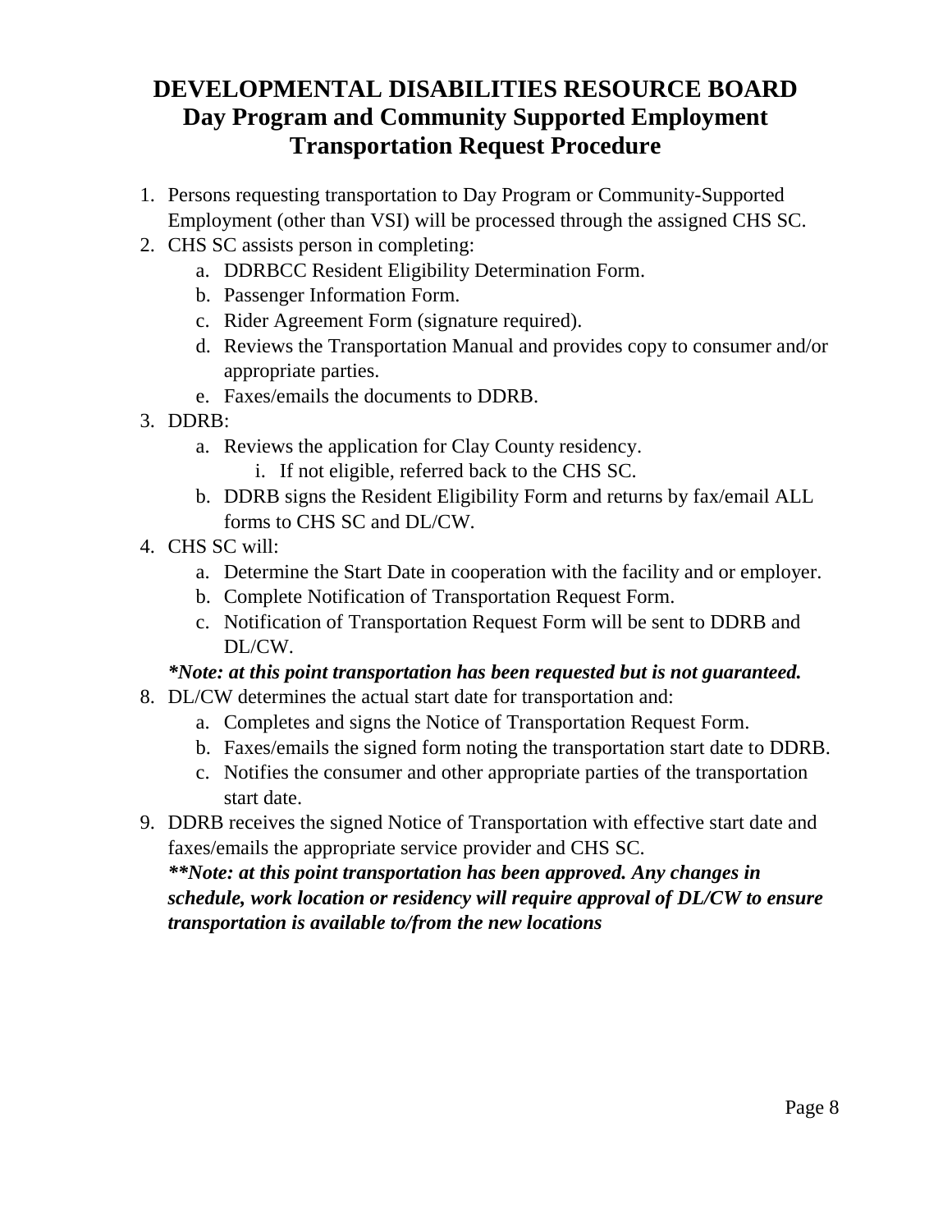# DEVELOPMENTAL DISABILITIES RESOURCE BOARD
## Day Program and Community Supported Employment
## Transportation Request Procedure

1. Persons requesting transportation to Day Program or Community-Supported Employment (other than VSI) will be processed through the assigned CHS SC.
2. CHS SC assists person in completing:
   a. DDRBCC Resident Eligibility Determination Form.
   b. Passenger Information Form.
   c. Rider Agreement Form (signature required).
   d. Reviews the Transportation Manual and provides copy to consumer and/or appropriate parties.
   e. Faxes/emails the documents to DDRB.
3. DDRB:
   a. Reviews the application for Clay County residency.
      i. If not eligible, referred back to the CHS SC.
   b. DDRB signs the Resident Eligibility Form and returns by fax/email ALL forms to CHS SC and DL/CW.
4. CHS SC will:
   a. Determine the Start Date in cooperation with the facility and or employer.
   b. Complete Notification of Transportation Request Form.
   c. Notification of Transportation Request Form will be sent to DDRB and DL/CW.

   ***Note: at this point transportation has been requested but is not guaranteed.***

8. DL/CW determines the actual start date for transportation and:
   a. Completes and signs the Notice of Transportation Request Form.
   b. Faxes/emails the signed form noting the transportation start date to DDRB.
   c. Notifies the consumer and other appropriate parties of the transportation start date.
9. DDRB receives the signed Notice of Transportation with effective start date and faxes/emails the appropriate service provider and CHS SC.

   ****Note: at this point transportation has been approved. Any changes in schedule, work location or residency will require approval of DL/CW to ensure transportation is available to/from the new locations***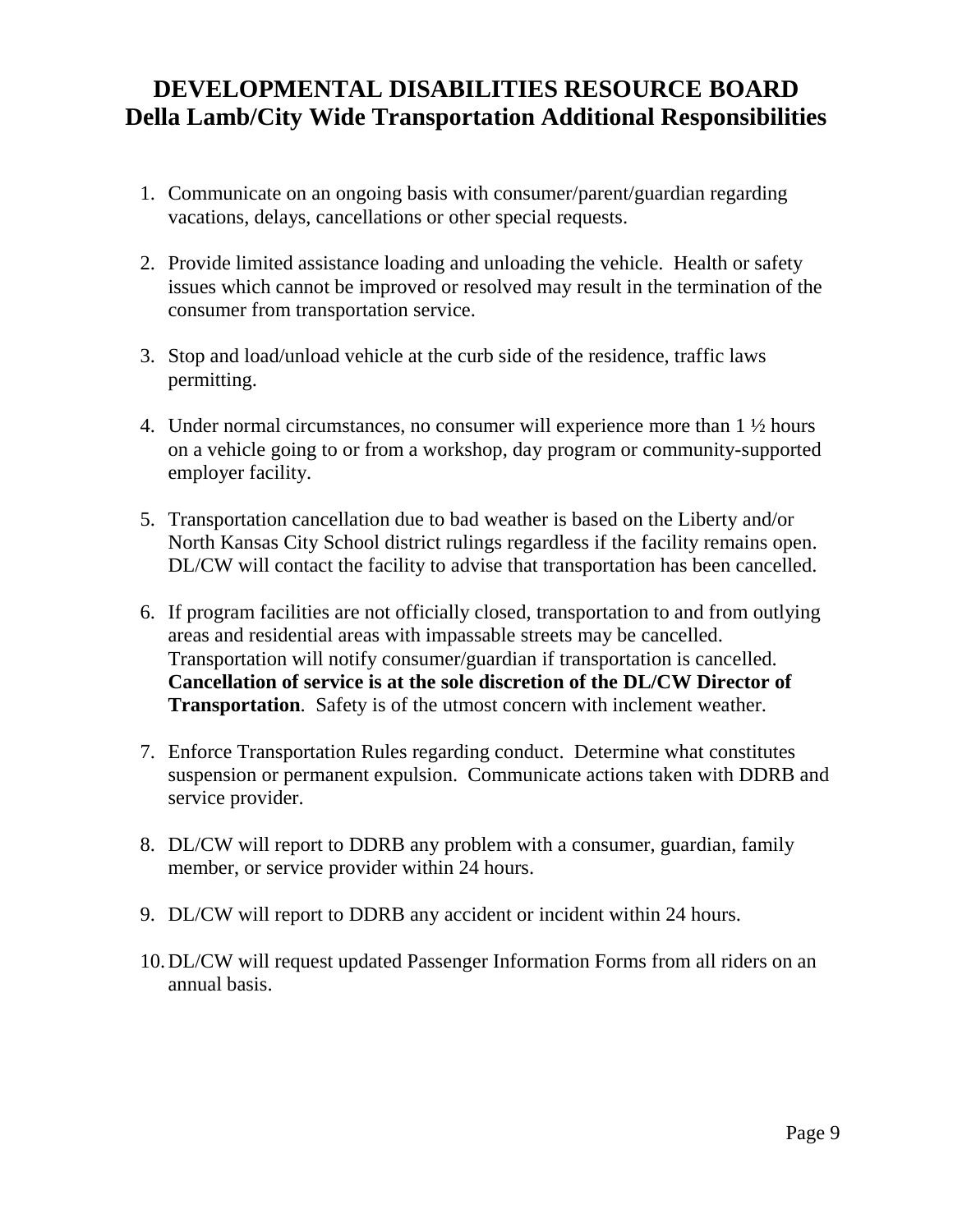# DEVELOPMENTAL DISABILITIES RESOURCE BOARD
## Della Lamb/City Wide Transportation Additional Responsibilities

1. Communicate on an ongoing basis with consumer/parent/guardian regarding vacations, delays, cancellations or other special requests.

2. Provide limited assistance loading and unloading the vehicle. Health or safety issues which cannot be improved or resolved may result in the termination of the consumer from transportation service.

3. Stop and load/unload vehicle at the curb side of the residence, traffic laws permitting.

4. Under normal circumstances, no consumer will experience more than 1 ½ hours on a vehicle going to or from a workshop, day program or community-supported employer facility.

5. Transportation cancellation due to bad weather is based on the Liberty and/or North Kansas City School district rulings regardless if the facility remains open. DL/CW will contact the facility to advise that transportation has been cancelled.

6. If program facilities are not officially closed, transportation to and from outlying areas and residential areas with impassable streets may be cancelled. Transportation will notify consumer/guardian if transportation is cancelled. **Cancellation of service is at the sole discretion of the DL/CW Director of Transportation**. Safety is of the utmost concern with inclement weather.

7. Enforce Transportation Rules regarding conduct. Determine what constitutes suspension or permanent expulsion. Communicate actions taken with DDRB and service provider.

8. DL/CW will report to DDRB any problem with a consumer, guardian, family member, or service provider within 24 hours.

9. DL/CW will report to DDRB any accident or incident within 24 hours.

10. DL/CW will request updated Passenger Information Forms from all riders on an annual basis.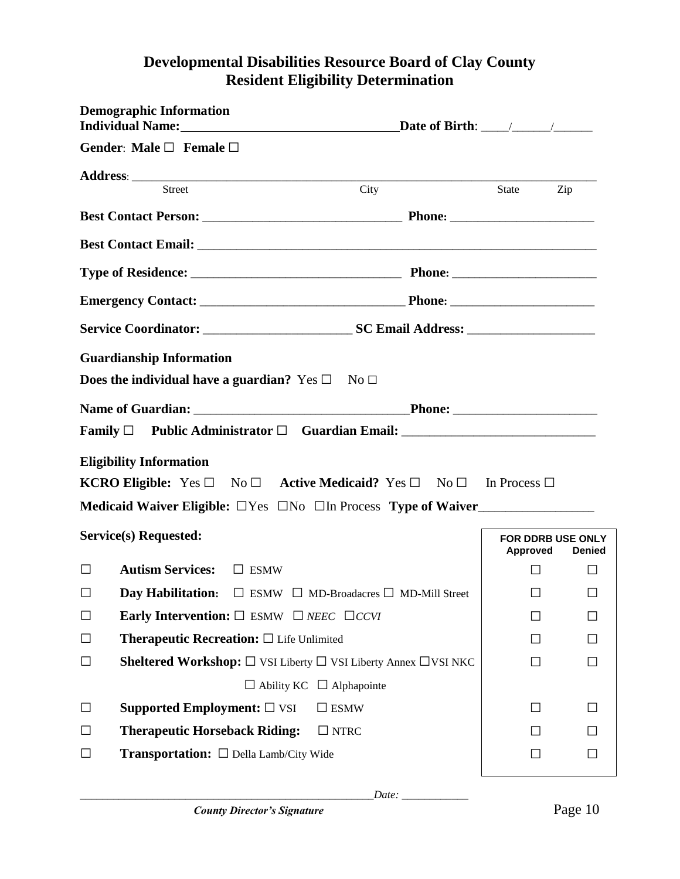# Developmental Disabilities Resource Board of Clay County
# Resident Eligibility Determination

**Demographic Information**

**Individual Name:**_________________________________ **Date of Birth**: ____/______/______

**Gender**: **Male** ☐ **Female** ☐

**Address**: ______________________________________________________________________
Street                                                   City                                  State        Zip

**Best Contact Person:** ______________________________ **Phone**: ______________________

**Best Contact Email:** ______________________________________________________________

**Type of Residence:** ________________________________ **Phone**: ______________________

**Emergency Contact:** ______________________________ **Phone**: ______________________

**Service Coordinator:** ______________________ **SC Email Address:** ___________________

**Guardianship Information**

**Does the individual have a guardian?** Yes ☐ No ☐

**Name of Guardian:** ________________________________**Phone:** _____________________

**Family** ☐ **Public Administrator** ☐ **Guardian Email:** ____________________________

**Eligibility Information**

**KCRO Eligible:** Yes ☐ No ☐ **Active Medicaid?** Yes ☐ No ☐ In Process ☐

**Medicaid Waiver Eligible:** ☐Yes ☐No ☐In Process **Type of Waiver**_________________

| | **Service(s) Requested:** | **FOR DDRB USE ONLY** Approved | Denied |
|---|---|---|---|
| ☐ | **Autism Services:** ☐ ESMW | ☐ | ☐ |
| ☐ | **Day Habilitation:** ☐ ESMW ☐ MD-Broadacres ☐ MD-Mill Street | ☐ | ☐ |
| ☐ | **Early Intervention:** ☐ ESMW ☐ *NEEC* ☐*CCVI* | ☐ | ☐ |
| ☐ | **Therapeutic Recreation:** ☐ Life Unlimited | ☐ | ☐ |
| ☐ | **Sheltered Workshop:** ☐ VSI Liberty ☐ VSI Liberty Annex ☐VSI NKC ☐ Ability KC ☐ Alphapointe | ☐ | ☐ |
| ☐ | **Supported Employment:** ☐ VSI ☐ ESMW | ☐ | ☐ |
| ☐ | **Therapeutic Horseback Riding:** ☐ NTRC | ☐ | ☐ |
| ☐ | **Transportation:** ☐ Della Lamb/City Wide | ☐ | ☐ |

__________________________________________________*Date:* ___________
***County Director's Signature***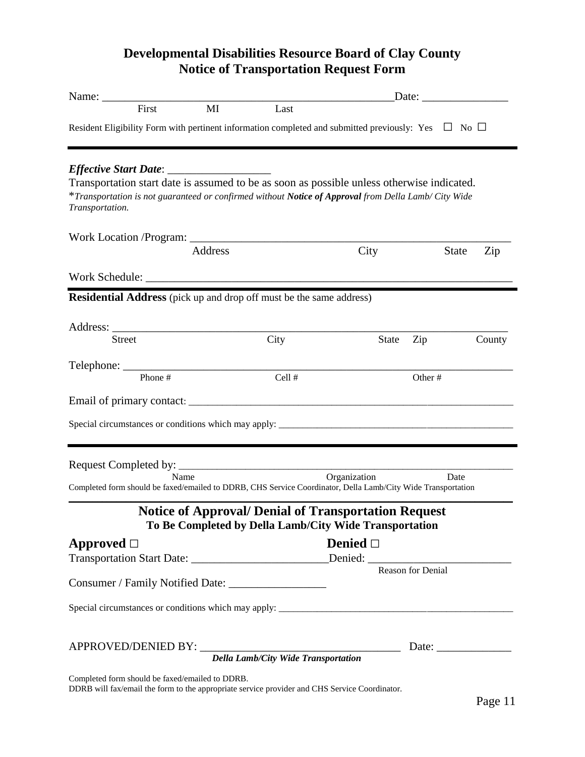# Developmental Disabilities Resource Board of Clay County
## Notice of Transportation Request Form

Name: ____________________________________________________Date: _______________
First MI Last

Resident Eligibility Form with pertinent information completed and submitted previously: Yes ☐ No ☐

---

***Effective Start Date***: __________________

Transportation start date is assumed to be as soon as possible unless otherwise indicated.

\**Transportation is not guaranteed or confirmed without **Notice of Approval** from Della Lamb/ City Wide Transportation.*

Work Location /Program: ____________________________________________________________
Address City State Zip

Work Schedule: ____________________________________________________________________

---

**Residential Address** (pick up and drop off must be the same address)

Address: __________________________________________________________________________
Street City State Zip County

Telephone: ________________________________________________________________________
Phone # Cell # Other #

Email of primary contact: ____________________________________________________________

Special circumstances or conditions which may apply: ______________________________________

---

Request Completed by: ______________________________________________________________
Name Organization Date

Completed form should be faxed/emailed to DDRB, CHS Service Coordinator, Della Lamb/City Wide Transportation

---

## Notice of Approval/ Denial of Transportation Request
### To Be Completed by Della Lamb/City Wide Transportation

**Approved** ☐ **Denied** ☐

Transportation Start Date: ________________________Denied: _________________________
Reason for Denial

Consumer / Family Notified Date: _________________

Special circumstances or conditions which may apply: ______________________________________

APPROVED/DENIED BY: ___________________________________ Date: _____________
*Della Lamb/City Wide Transportation*

Completed form should be faxed/emailed to DDRB.
DDRB will fax/email the form to the appropriate service provider and CHS Service Coordinator.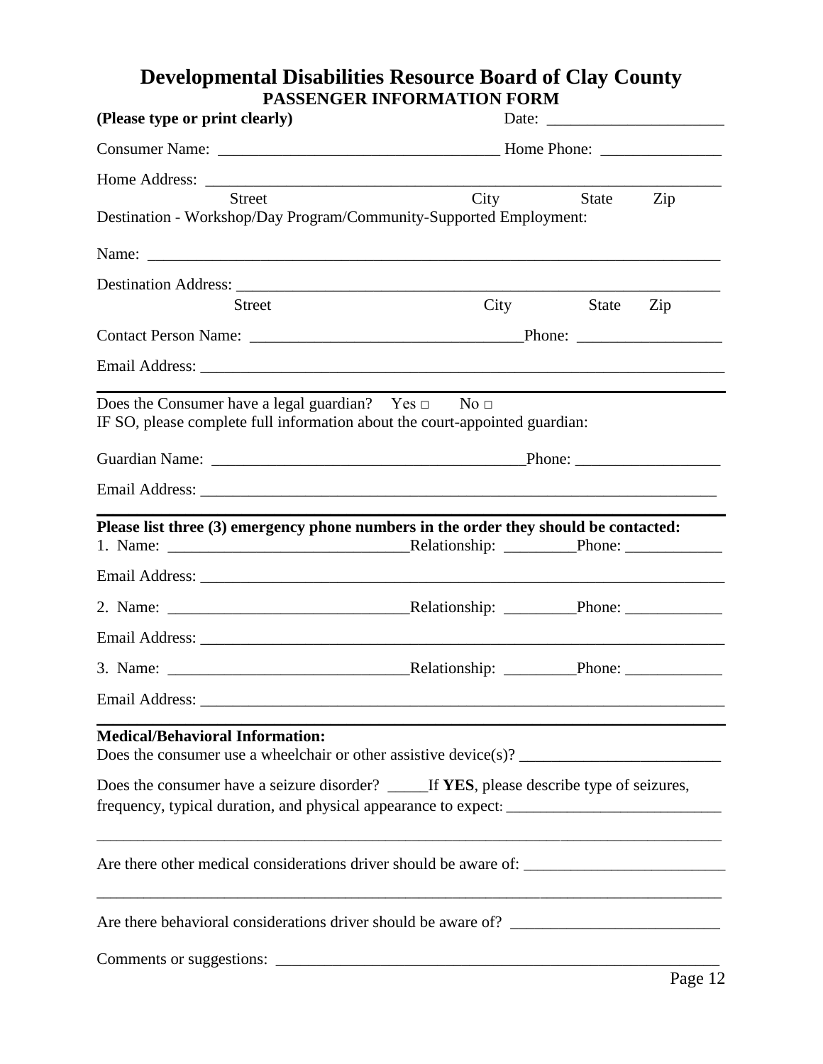# Developmental Disabilities Resource Board of Clay County

## PASSENGER INFORMATION FORM

**(Please type or print clearly)** Date: ______________________

Consumer Name: __________________________________ Home Phone: _______________

Home Address: ____________________________________________________________

Street City State Zip

Destination - Workshop/Day Program/Community-Supported Employment:

Name: ___________________________________________________________________

Destination Address: ______________________________________________________

Street City State Zip

Contact Person Name: _________________________________Phone: __________________

Email Address: ____________________________________________________________

---

Does the Consumer have a legal guardian? Yes □ No □

IF SO, please complete full information about the court-appointed guardian:

Guardian Name: ______________________________________Phone: __________________

Email Address: ____________________________________________________________

---

**Please list three (3) emergency phone numbers in the order they should be contacted:**

1. Name: ______________________________Relationship: _________Phone: ____________

Email Address: ____________________________________________________________

2. Name: ______________________________Relationship: _________Phone: ____________

Email Address: ____________________________________________________________

3. Name: ______________________________Relationship: _________Phone: ____________

Email Address: ____________________________________________________________

---

**Medical/Behavioral Information:**

Does the consumer use a wheelchair or other assistive device(s)? _________________________

Does the consumer have a seizure disorder? _____If **YES**, please describe type of seizures, frequency, typical duration, and physical appearance to expect: ___________________________

_________________________________________________________________________________

Are there other medical considerations driver should be aware of: _________________________

_________________________________________________________________________________

Are there behavioral considerations driver should be aware of? __________________________

Comments or suggestions: _________________________________________________________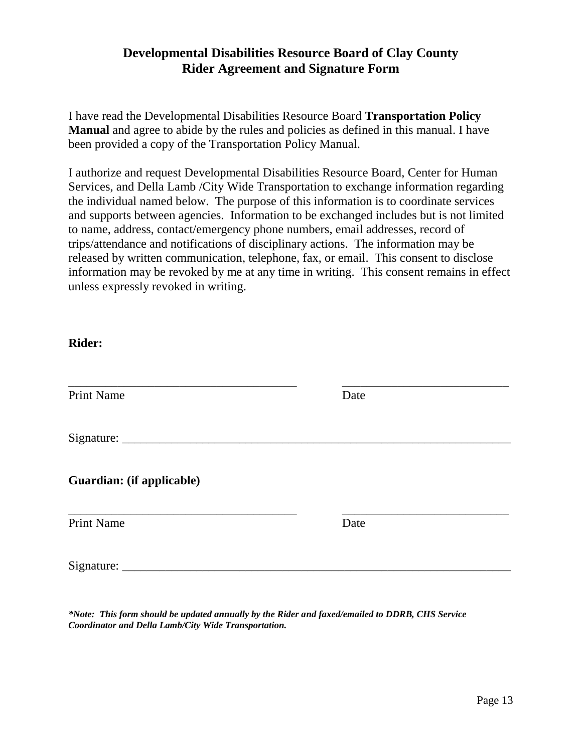# Developmental Disabilities Resource Board of Clay County
# Rider Agreement and Signature Form

I have read the Developmental Disabilities Resource Board **Transportation Policy Manual** and agree to abide by the rules and policies as defined in this manual. I have been provided a copy of the Transportation Policy Manual.

I authorize and request Developmental Disabilities Resource Board, Center for Human Services, and Della Lamb /City Wide Transportation to exchange information regarding the individual named below. The purpose of this information is to coordinate services and supports between agencies. Information to be exchanged includes but is not limited to name, address, contact/emergency phone numbers, email addresses, record of trips/attendance and notifications of disciplinary actions. The information may be released by written communication, telephone, fax, or email. This consent to disclose information may be revoked by me at any time in writing. This consent remains in effect unless expressly revoked in writing.

**Rider:**

_______________________________________ ____________________________

Print Name Date

Signature: ____________________________________________________________________

**Guardian: (if applicable)**

_______________________________________ ____________________________

Print Name Date

Signature: ____________________________________________________________________

***Note: This form should be updated annually by the Rider and faxed/emailed to DDRB, CHS Service Coordinator and Della Lamb/City Wide Transportation.***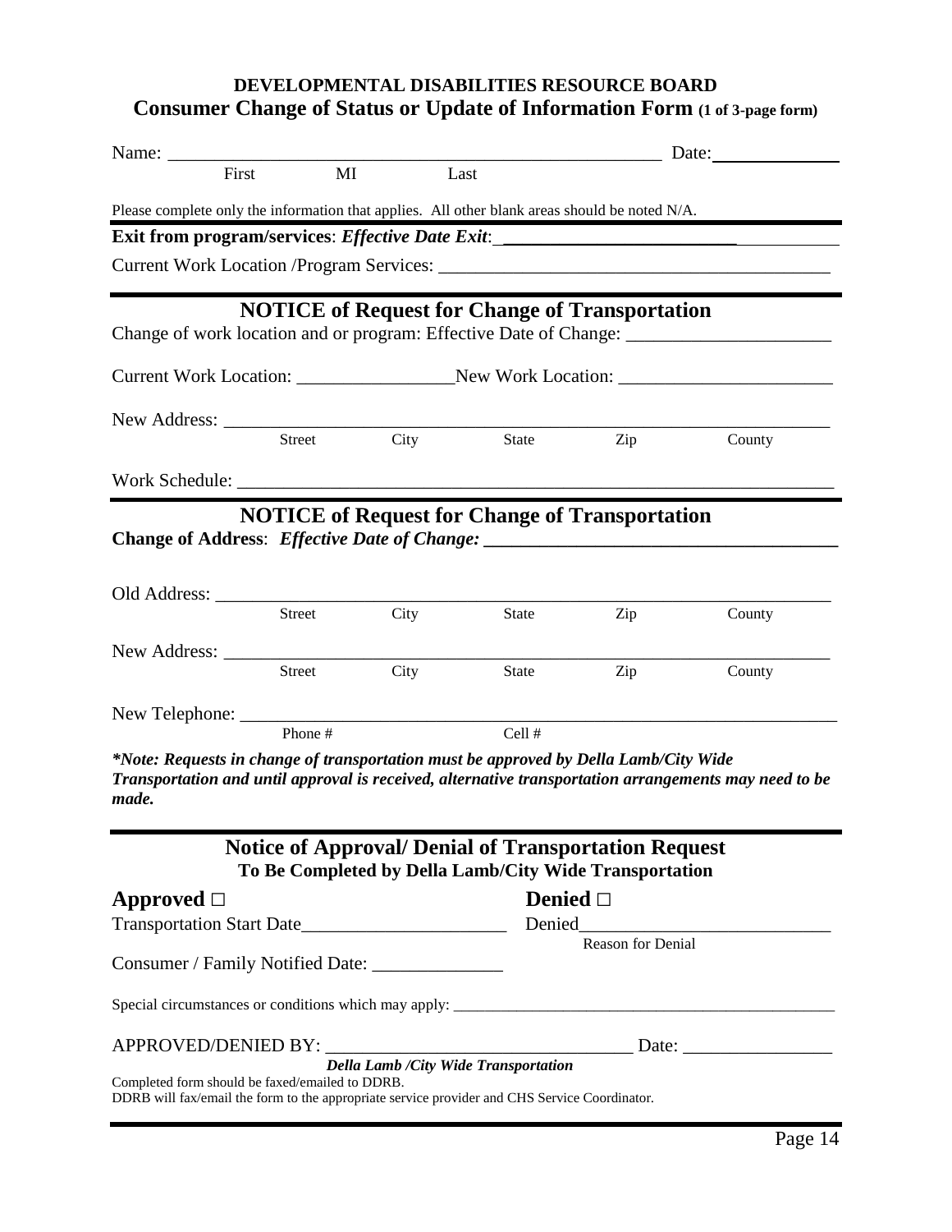# DEVELOPMENTAL DISABILITIES RESOURCE BOARD

## Consumer Change of Status or Update of Information Form (1 of 3-page form)

Name: ______________________________________________ Date: ____________
First MI Last

Please complete only the information that applies. All other blank areas should be noted N/A.

**Exit from program/services**: ***Effective Date Exit***: ________________________

Current Work Location /Program Services: ______________________________________

---

### NOTICE of Request for Change of Transportation

Change of work location and or program: Effective Date of Change: ____________________

Current Work Location: _______________New Work Location: ____________________

New Address: ____________________________________________________________
Street City State Zip County

Work Schedule: ___________________________________________________________

---

### NOTICE of Request for Change of Transportation

**Change of Address**: ***Effective Date of Change:*** ________________________________

Old Address: _____________________________________________________________
Street City State Zip County

New Address: ____________________________________________________________
Street City State Zip County

New Telephone: ___________________________________________________________
Phone # Cell #

***\*Note: Requests in change of transportation must be approved by Della Lamb/City Wide Transportation and until approval is received, alternative transportation arrangements may need to be made.***

---

### Notice of Approval/ Denial of Transportation Request

**To Be Completed by Della Lamb/City Wide Transportation**

**Approved ☐** **Denied ☐**

Transportation Start Date____________________ Denied_________________________
Reason for Denial

Consumer / Family Notified Date: _____________

Special circumstances or conditions which may apply: ______________________________________

APPROVED/DENIED BY: ______________________________ Date: ______________
***Della Lamb /City Wide Transportation***

Completed form should be faxed/emailed to DDRB.
DDRB will fax/email the form to the appropriate service provider and CHS Service Coordinator.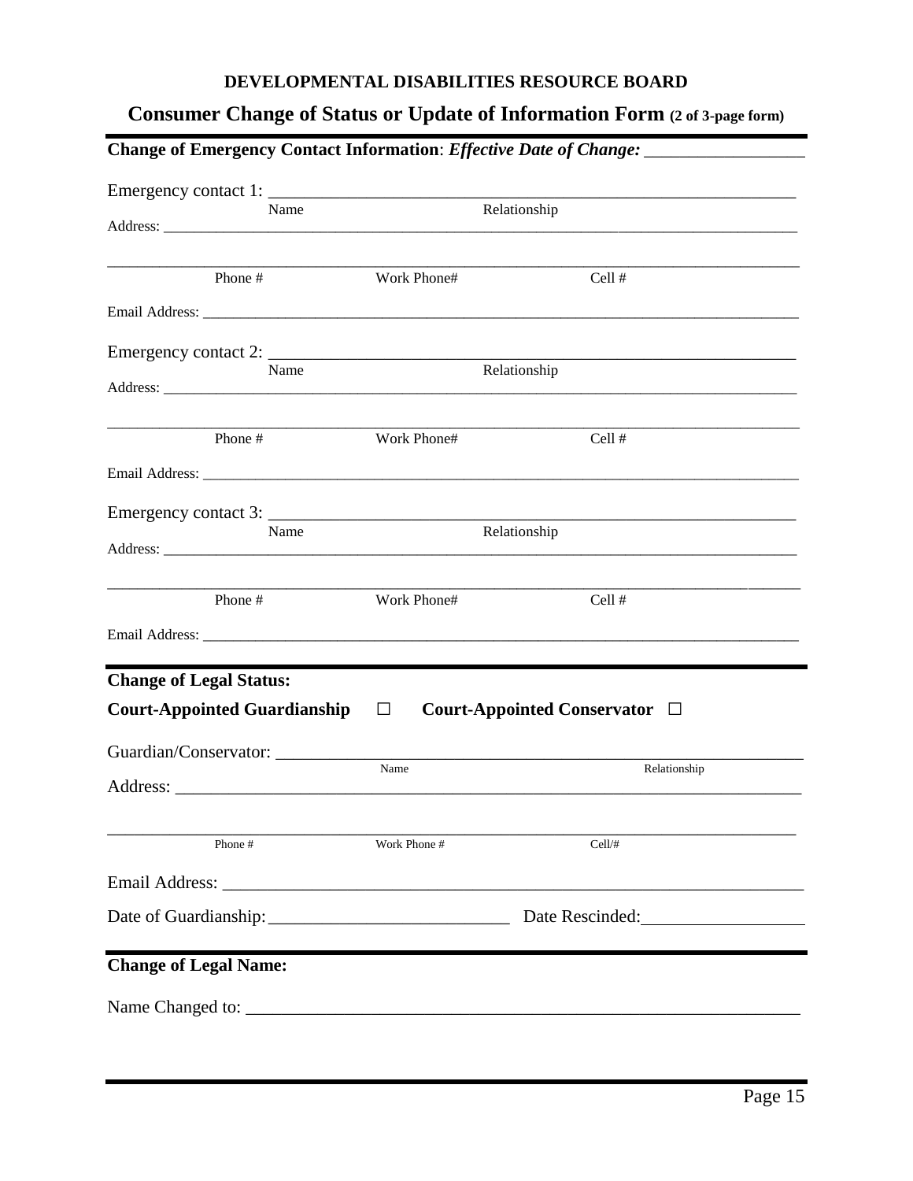**DEVELOPMENTAL DISABILITIES RESOURCE BOARD**

## Consumer Change of Status or Update of Information Form (2 of 3-page form)

**Change of Emergency Contact Information**: ***Effective Date of Change:*** ___________________

Emergency contact 1: ______________________________________________________________
Name                                        Relationship

Address: ___________________________________________________________________________

___________________________________________________________________________________
Phone #                    Work Phone#                    Cell #

Email Address: ______________________________________________________________________

Emergency contact 2: ______________________________________________________________
Name                                        Relationship

Address: ___________________________________________________________________________

___________________________________________________________________________________
Phone #                    Work Phone#                    Cell #

Email Address: ______________________________________________________________________

Emergency contact 3: ______________________________________________________________
Name                                        Relationship

Address: ___________________________________________________________________________

___________________________________________________________________________________
Phone #                    Work Phone#                    Cell #

Email Address: ______________________________________________________________________

**Change of Legal Status:**

**Court-Appointed Guardianship** ☐ **Court-Appointed Conservator** ☐

Guardian/Conservator: ________________________________________________________
Name                                        Relationship

Address: _____________________________________________________________________

___________________________________________________________________________________
Phone #                    Work Phone #                    Cell/#

Email Address: _______________________________________________________________

Date of Guardianship: ___________________________ Date Rescinded: __________________

**Change of Legal Name:**

Name Changed to: _____________________________________________________________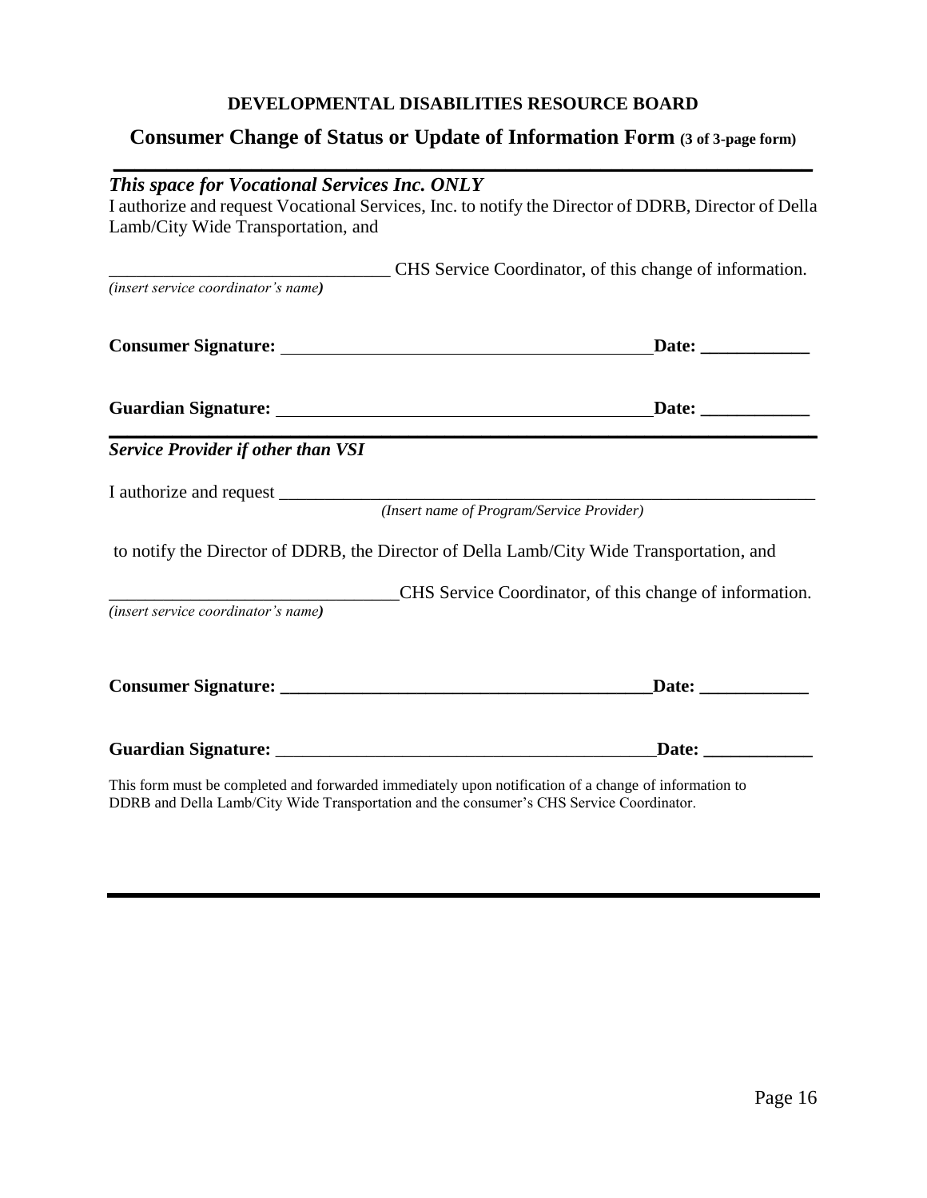**DEVELOPMENTAL DISABILITIES RESOURCE BOARD**

## Consumer Change of Status or Update of Information Form (3 of 3-page form)

***This space for Vocational Services Inc. ONLY***

I authorize and request Vocational Services, Inc. to notify the Director of DDRB, Director of Della Lamb/City Wide Transportation, and

_______________________________ CHS Service Coordinator, of this change of information.
*(insert service coordinator's name)*

**Consumer Signature:** ________________________________________ **Date:** ____________

**Guardian Signature:** ________________________________________ **Date:** ____________

***Service Provider if other than VSI***

I authorize and request ____________________________________________________________
*(Insert name of Program/Service Provider)*

to notify the Director of DDRB, the Director of Della Lamb/City Wide Transportation, and

________________________________ CHS Service Coordinator, of this change of information.
*(insert service coordinator's name)*

**Consumer Signature: ________________________________________ Date: ____________**

**Guardian Signature:** ________________________________________ **Date: ____________**

This form must be completed and forwarded immediately upon notification of a change of information to DDRB and Della Lamb/City Wide Transportation and the consumer's CHS Service Coordinator.